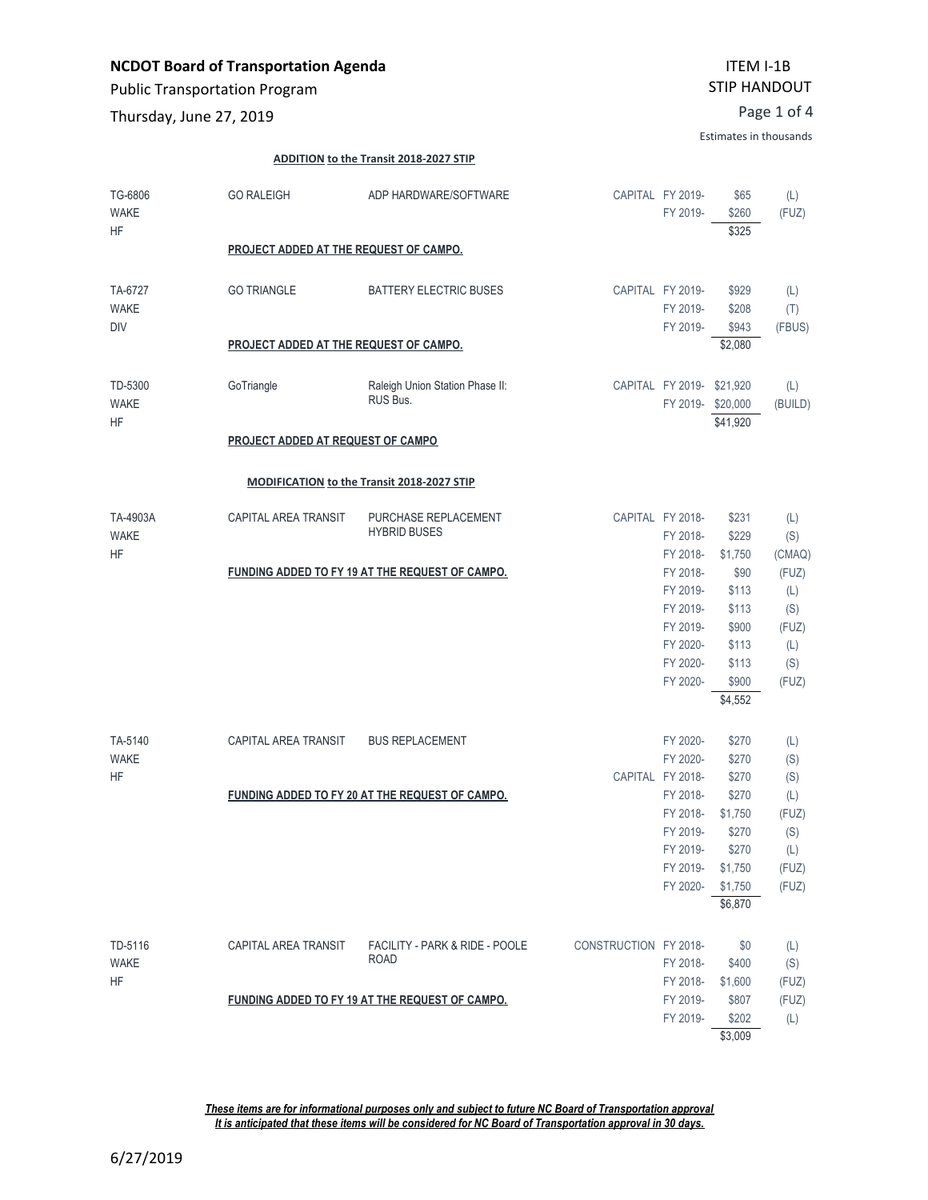**NCDOT Board of Transportation Agenda**

Public Transportation Program

Thursday, June 27, 2019

ITEM I-1B
STIP HANDOUT

Estimates in thousands

**ADDITION to the Transit 2018-2027 STIP**

| | | | | | | |
|---|---|---|---|---|---|---|
| TG-6806 WAKE HF | GO RALEIGH | ADP HARDWARE/SOFTWARE | CAPITAL | FY 2019- | $65 | (L) |
| | | | | FY 2019- | $260 | (FUZ) |
| | | | | | $325 | |
| | **PROJECT ADDED AT THE REQUEST OF CAMPO.** | | | | | |
| TA-6727 WAKE DIV | GO TRIANGLE | BATTERY ELECTRIC BUSES | CAPITAL | FY 2019- | $929 | (L) |
| | | | | FY 2019- | $208 | (T) |
| | | | | FY 2019- | $943 | (FBUS) |
| | | | | | $2,080 | |
| | **PROJECT ADDED AT THE REQUEST OF CAMPO.** | | | | | |
| TD-5300 WAKE HF | GoTriangle | Raleigh Union Station Phase II: RUS Bus. | CAPITAL | FY 2019- | $21,920 | (L) |
| | | | | FY 2019- | $20,000 | (BUILD) |
| | | | | | $41,920 | |
| | **PROJECT ADDED AT REQUEST OF CAMPO** | | | | | |

**MODIFICATION to the Transit 2018-2027 STIP**

| | | | | | | |
|---|---|---|---|---|---|---|
| TA-4903A WAKE HF | CAPITAL AREA TRANSIT | PURCHASE REPLACEMENT HYBRID BUSES | CAPITAL | FY 2018- | $231 | (L) |
| | | | | FY 2018- | $229 | (S) |
| | | | | FY 2018- | $1,750 | (CMAQ) |
| | **FUNDING ADDED TO FY 19 AT THE REQUEST OF CAMPO.** | | | FY 2018- | $90 | (FUZ) |
| | | | | FY 2019- | $113 | (L) |
| | | | | FY 2019- | $113 | (S) |
| | | | | FY 2019- | $900 | (FUZ) |
| | | | | FY 2020- | $113 | (L) |
| | | | | FY 2020- | $113 | (S) |
| | | | | FY 2020- | $900 | (FUZ) |
| | | | | | $4,552 | |
| TA-5140 WAKE HF | CAPITAL AREA TRANSIT | BUS REPLACEMENT | | FY 2020- | $270 | (L) |
| | | | | FY 2020- | $270 | (S) |
| | | | CAPITAL | FY 2018- | $270 | (S) |
| | **FUNDING ADDED TO FY 20 AT THE REQUEST OF CAMPO.** | | | FY 2018- | $270 | (L) |
| | | | | FY 2018- | $1,750 | (FUZ) |
| | | | | FY 2019- | $270 | (S) |
| | | | | FY 2019- | $270 | (L) |
| | | | | FY 2019- | $1,750 | (FUZ) |
| | | | | FY 2020- | $1,750 | (FUZ) |
| | | | | | $6,870 | |
| TD-5116 WAKE HF | CAPITAL AREA TRANSIT | FACILITY - PARK & RIDE - POOLE ROAD | CONSTRUCTION | FY 2018- | $0 | (L) |
| | | | | FY 2018- | $400 | (S) |
| | | | | FY 2018- | $1,600 | (FUZ) |
| | **FUNDING ADDED TO FY 19 AT THE REQUEST OF CAMPO.** | | | FY 2019- | $807 | (FUZ) |
| | | | | FY 2019- | $202 | (L) |
| | | | | | $3,009 | |

***These items are for informational purposes only and subject to future NC Board of Transportation approval***
***It is anticipated that these items will be considered for NC Board of Transportation approval in 30 days.***

6/27/2019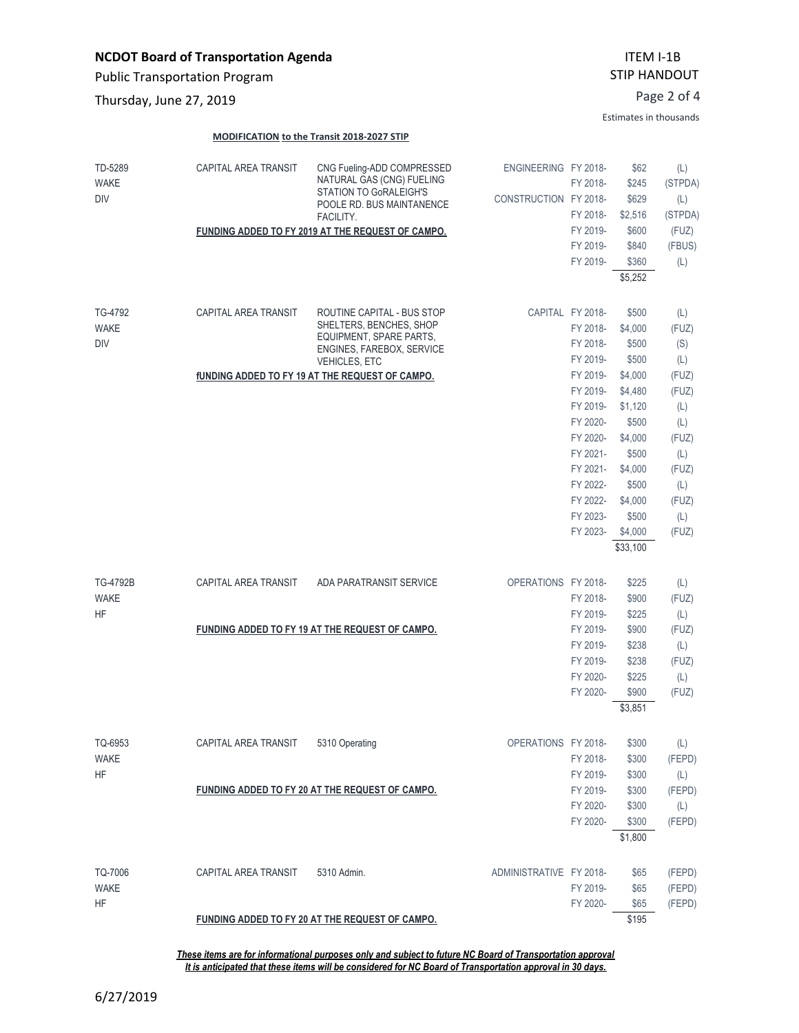**NCDOT Board of Transportation Agenda**

Public Transportation Program

Thursday, June 27, 2019

ITEM I-1B
STIP HANDOUT

Estimates in thousands

**MODIFICATION to the Transit 2018-2027 STIP**

| ID | Agency | Description | Phase | FY | Amount | Fund |
|---|---|---|---|---|---|---|
| TD-5289 WAKE DIV | CAPITAL AREA TRANSIT | CNG Fueling-ADD COMPRESSED NATURAL GAS (CNG) FUELING STATION TO GoRALEIGH'S POOLE RD. BUS MAINTANENCE FACILITY. | ENGINEERING | FY 2018- | $62 | (L) |
| | | | | FY 2018- | $245 | (STPDA) |
| | | | CONSTRUCTION | FY 2018- | $629 | (L) |
| | | | | FY 2018- | $2,516 | (STPDA) |
| | | **FUNDING ADDED TO FY 2019 AT THE REQUEST OF CAMPO.** | | FY 2019- | $600 | (FUZ) |
| | | | | FY 2019- | $840 | (FBUS) |
| | | | | FY 2019- | $360 | (L) |
| | | | | | $5,252 | |
| TG-4792 WAKE DIV | CAPITAL AREA TRANSIT | ROUTINE CAPITAL - BUS STOP SHELTERS, BENCHES, SHOP EQUIPMENT, SPARE PARTS, ENGINES, FAREBOX, SERVICE VEHICLES, ETC | CAPITAL | FY 2018- | $500 | (L) |
| | | | | FY 2018- | $4,000 | (FUZ) |
| | | | | FY 2018- | $500 | (S) |
| | | | | FY 2019- | $500 | (L) |
| | | **fUNDING ADDED TO FY 19 AT THE REQUEST OF CAMPO.** | | FY 2019- | $4,000 | (FUZ) |
| | | | | FY 2019- | $4,480 | (FUZ) |
| | | | | FY 2019- | $1,120 | (L) |
| | | | | FY 2020- | $500 | (L) |
| | | | | FY 2020- | $4,000 | (FUZ) |
| | | | | FY 2021- | $500 | (L) |
| | | | | FY 2021- | $4,000 | (FUZ) |
| | | | | FY 2022- | $500 | (L) |
| | | | | FY 2022- | $4,000 | (FUZ) |
| | | | | FY 2023- | $500 | (L) |
| | | | | FY 2023- | $4,000 | (FUZ) |
| | | | | | $33,100 | |
| TG-4792B WAKE HF | CAPITAL AREA TRANSIT | ADA PARATRANSIT SERVICE | OPERATIONS | FY 2018- | $225 | (L) |
| | | | | FY 2018- | $900 | (FUZ) |
| | | | | FY 2019- | $225 | (L) |
| | | **FUNDING ADDED TO FY 19 AT THE REQUEST OF CAMPO.** | | FY 2019- | $900 | (FUZ) |
| | | | | FY 2019- | $238 | (L) |
| | | | | FY 2019- | $238 | (FUZ) |
| | | | | FY 2020- | $225 | (L) |
| | | | | FY 2020- | $900 | (FUZ) |
| | | | | | $3,851 | |
| TQ-6953 WAKE HF | CAPITAL AREA TRANSIT | 5310 Operating | OPERATIONS | FY 2018- | $300 | (L) |
| | | | | FY 2018- | $300 | (FEPD) |
| | | | | FY 2019- | $300 | (L) |
| | | **FUNDING ADDED TO FY 20 AT THE REQUEST OF CAMPO.** | | FY 2019- | $300 | (FEPD) |
| | | | | FY 2020- | $300 | (L) |
| | | | | FY 2020- | $300 | (FEPD) |
| | | | | | $1,800 | |
| TQ-7006 WAKE HF | CAPITAL AREA TRANSIT | 5310 Admin. | ADMINISTRATIVE | FY 2018- | $65 | (FEPD) |
| | | | | FY 2019- | $65 | (FEPD) |
| | | | | FY 2020- | $65 | (FEPD) |
| | | **FUNDING ADDED TO FY 20 AT THE REQUEST OF CAMPO.** | | | $195 | |

***These items are for informational purposes only and subject to future NC Board of Transportation approval***
***It is anticipated that these items will be considered for NC Board of Transportation approval in 30 days.***

6/27/2019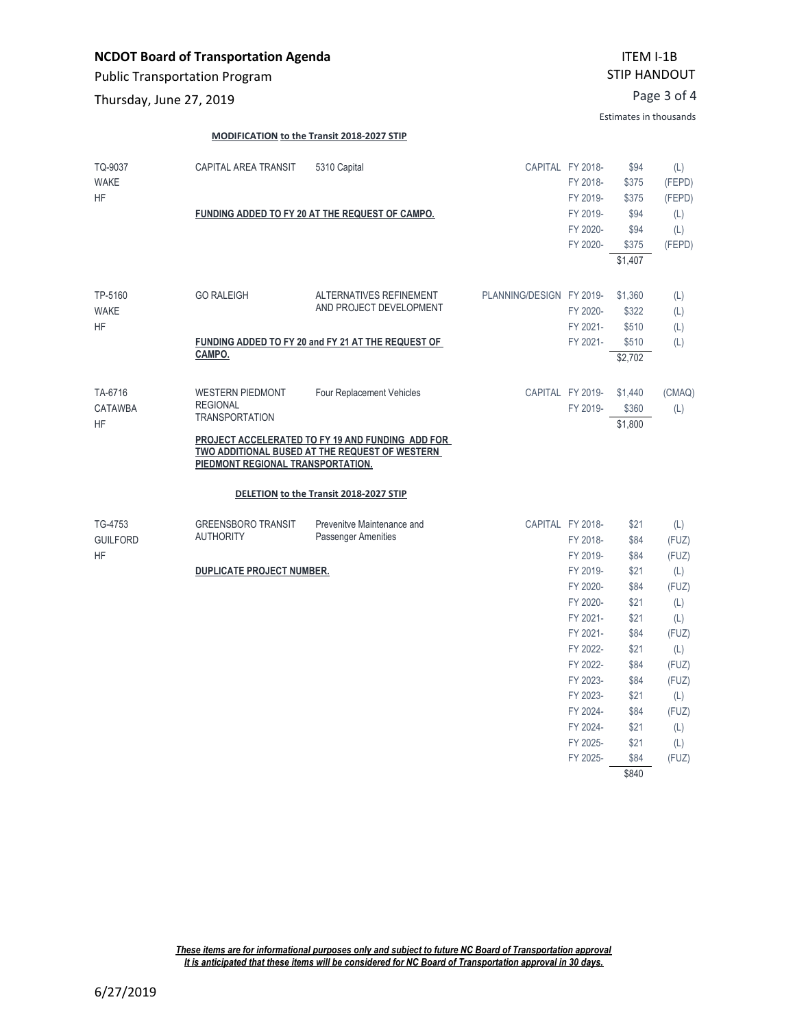**NCDOT Board of Transportation Agenda**

Public Transportation Program

Thursday, June 27, 2019

ITEM I-1B

STIP HANDOUT

Estimates in thousands

**MODIFICATION to the Transit 2018-2027 STIP**

| | | | | | | |
|---|---|---|---|---|---|---|
| TQ-9037 | CAPITAL AREA TRANSIT | 5310 Capital | CAPITAL | FY 2018- | $94 | (L) |
| WAKE | | | | FY 2018- | $375 | (FEPD) |
| HF | | | | FY 2019- | $375 | (FEPD) |
| | **FUNDING ADDED TO FY 20 AT THE REQUEST OF CAMPO.** | | | FY 2019- | $94 | (L) |
| | | | | FY 2020- | $94 | (L) |
| | | | | FY 2020- | $375 | (FEPD) |
| | | | | | $1,407 | |

| | | | | | | |
|---|---|---|---|---|---|---|
| TP-5160 | GO RALEIGH | ALTERNATIVES REFINEMENT AND PROJECT DEVELOPMENT | PLANNING/DESIGN | FY 2019- | $1,360 | (L) |
| WAKE | | | | FY 2020- | $322 | (L) |
| HF | | | | FY 2021- | $510 | (L) |
| | **FUNDING ADDED TO FY 20 and FY 21 AT THE REQUEST OF CAMPO.** | | | FY 2021- | $510 | (L) |
| | | | | | $2,702 | |

| | | | | | | |
|---|---|---|---|---|---|---|
| TA-6716 | WESTERN PIEDMONT REGIONAL TRANSPORTATION | Four Replacement Vehicles | CAPITAL | FY 2019- | $1,440 | (CMAQ) |
| CATAWBA | | | | FY 2019- | $360 | (L) |
| HF | | | | | $1,800 | |
| | **PROJECT ACCELERATED TO FY 19 AND FUNDING ADD FOR TWO ADDITIONAL BUSED AT THE REQUEST OF WESTERN PIEDMONT REGIONAL TRANSPORTATION.** | | | | | |

**DELETION to the Transit 2018-2027 STIP**

| | | | | | | |
|---|---|---|---|---|---|---|
| TG-4753 | GREENSBORO TRANSIT AUTHORITY | Prevenitve Maintenance and Passenger Amenities | CAPITAL | FY 2018- | $21 | (L) |
| GUILFORD | | | | FY 2018- | $84 | (FUZ) |
| HF | | | | FY 2019- | $84 | (FUZ) |
| | **DUPLICATE PROJECT NUMBER.** | | | FY 2019- | $21 | (L) |
| | | | | FY 2020- | $84 | (FUZ) |
| | | | | FY 2020- | $21 | (L) |
| | | | | FY 2021- | $21 | (L) |
| | | | | FY 2021- | $84 | (FUZ) |
| | | | | FY 2022- | $21 | (L) |
| | | | | FY 2022- | $84 | (FUZ) |
| | | | | FY 2023- | $84 | (FUZ) |
| | | | | FY 2023- | $21 | (L) |
| | | | | FY 2024- | $84 | (FUZ) |
| | | | | FY 2024- | $21 | (L) |
| | | | | FY 2025- | $21 | (L) |
| | | | | FY 2025- | $84 | (FUZ) |
| | | | | | $840 | |

***These items are for informational purposes only and subject to future NC Board of Transportation approval***
***It is anticipated that these items will be considered for NC Board of Transportation approval in 30 days.***

6/27/2019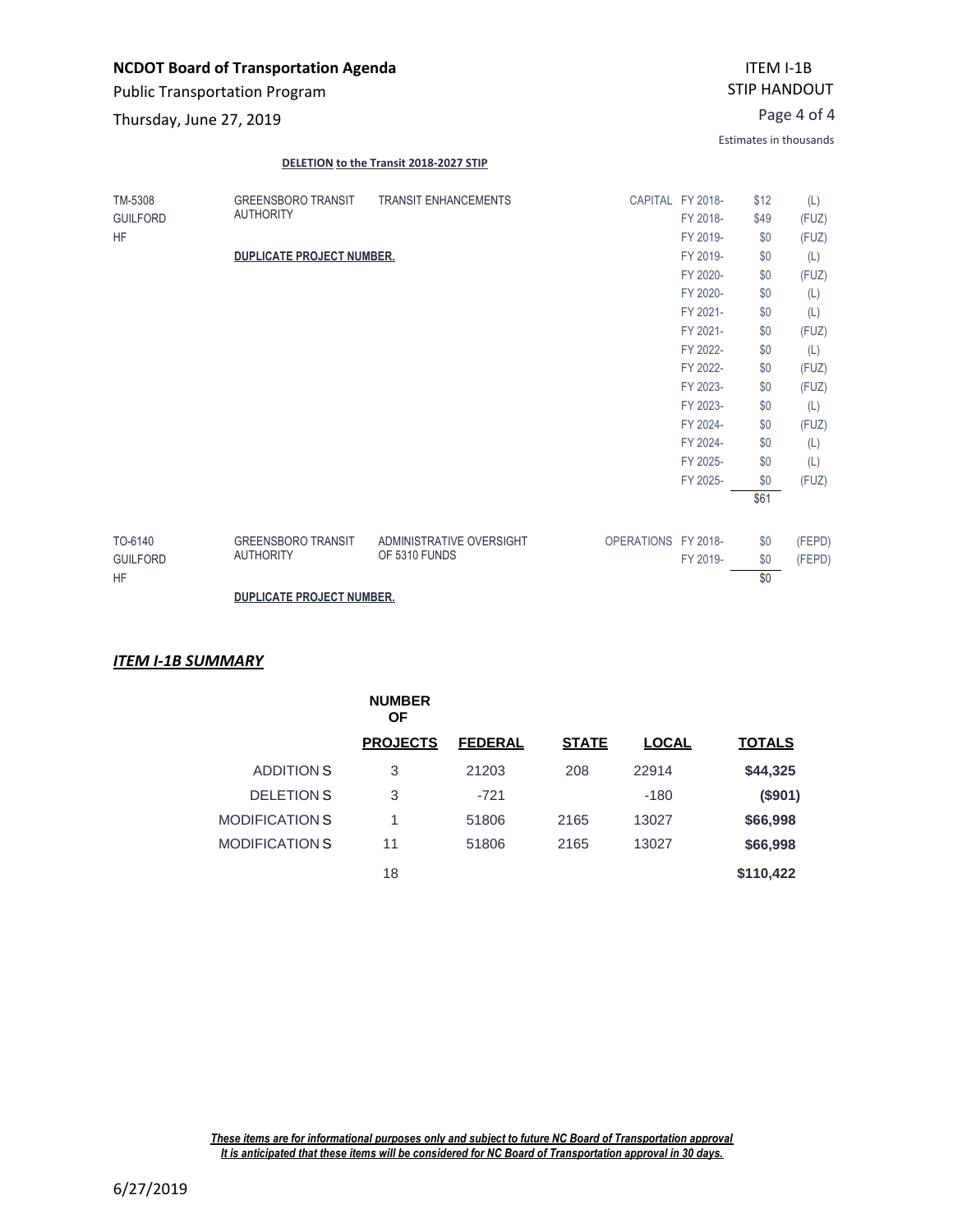**NCDOT Board of Transportation Agenda**

Public Transportation Program

Thursday, June 27, 2019

ITEM I-1B
STIP HANDOUT

Estimates in thousands

**DELETION to the Transit 2018-2027 STIP**

| | | | | | | |
|---|---|---|---|---|---|---|
| TM-5308 GUILFORD HF | GREENSBORO TRANSIT AUTHORITY | TRANSIT ENHANCEMENTS | CAPITAL | FY 2018- | $12 | (L) |
| | | | | FY 2018- | $49 | (FUZ) |
| | | | | FY 2019- | $0 | (FUZ) |
| | **DUPLICATE PROJECT NUMBER.** | | | FY 2019- | $0 | (L) |
| | | | | FY 2020- | $0 | (FUZ) |
| | | | | FY 2020- | $0 | (L) |
| | | | | FY 2021- | $0 | (L) |
| | | | | FY 2021- | $0 | (FUZ) |
| | | | | FY 2022- | $0 | (L) |
| | | | | FY 2022- | $0 | (FUZ) |
| | | | | FY 2023- | $0 | (FUZ) |
| | | | | FY 2023- | $0 | (L) |
| | | | | FY 2024- | $0 | (FUZ) |
| | | | | FY 2024- | $0 | (L) |
| | | | | FY 2025- | $0 | (L) |
| | | | | FY 2025- | $0 | (FUZ) |
| | | | | | $61 | |

| | | | | | | |
|---|---|---|---|---|---|---|
| TO-6140 GUILFORD HF | GREENSBORO TRANSIT AUTHORITY | ADMINISTRATIVE OVERSIGHT OF 5310 FUNDS | OPERATIONS | FY 2018- | $0 | (FEPD) |
| | | | | FY 2019- | $0 | (FEPD) |
| | | | | | $0 | |
| | **DUPLICATE PROJECT NUMBER.** | | | | | |

## *ITEM I-1B SUMMARY*

| | NUMBER OF PROJECTS | FEDERAL | STATE | LOCAL | TOTALS |
|---|---|---|---|---|---|
| ADDITION S | 3 | 21203 | 208 | 22914 | **$44,325** |
| DELETION S | 3 | -721 | | -180 | **($901)** |
| MODIFICATION S | 1 | 51806 | 2165 | 13027 | **$66,998** |
| MODIFICATION S | 11 | 51806 | 2165 | 13027 | **$66,998** |
| | 18 | | | | **$110,422** |

***These items are for informational purposes only and subject to future NC Board of Transportation approval***
***It is anticipated that these items will be considered for NC Board of Transportation approval in 30 days.***

6/27/2019